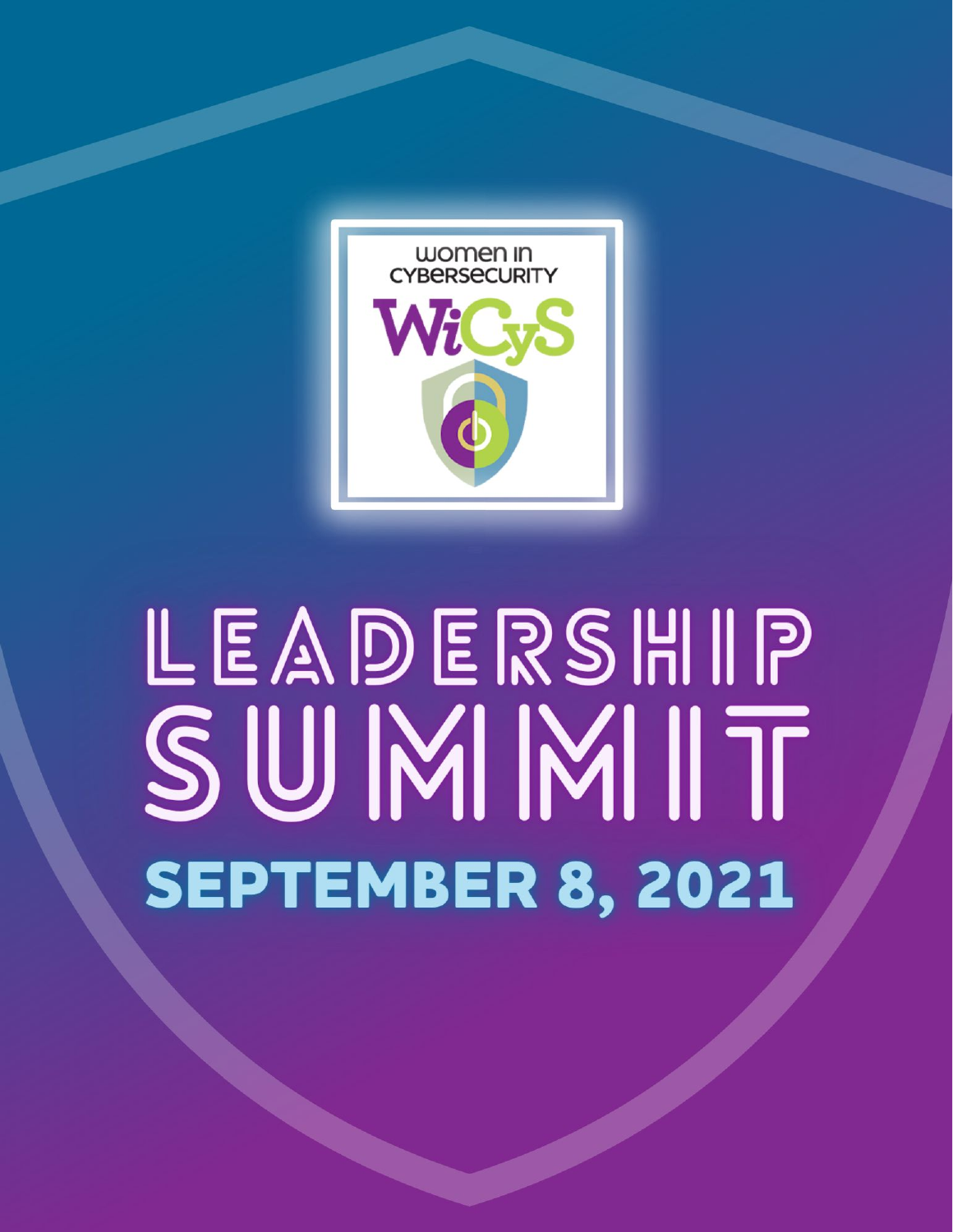women in CYBERSECURITY

WiCyS

# LEADERSHIP SUMMIT

## SEPTEMBER 8, 2021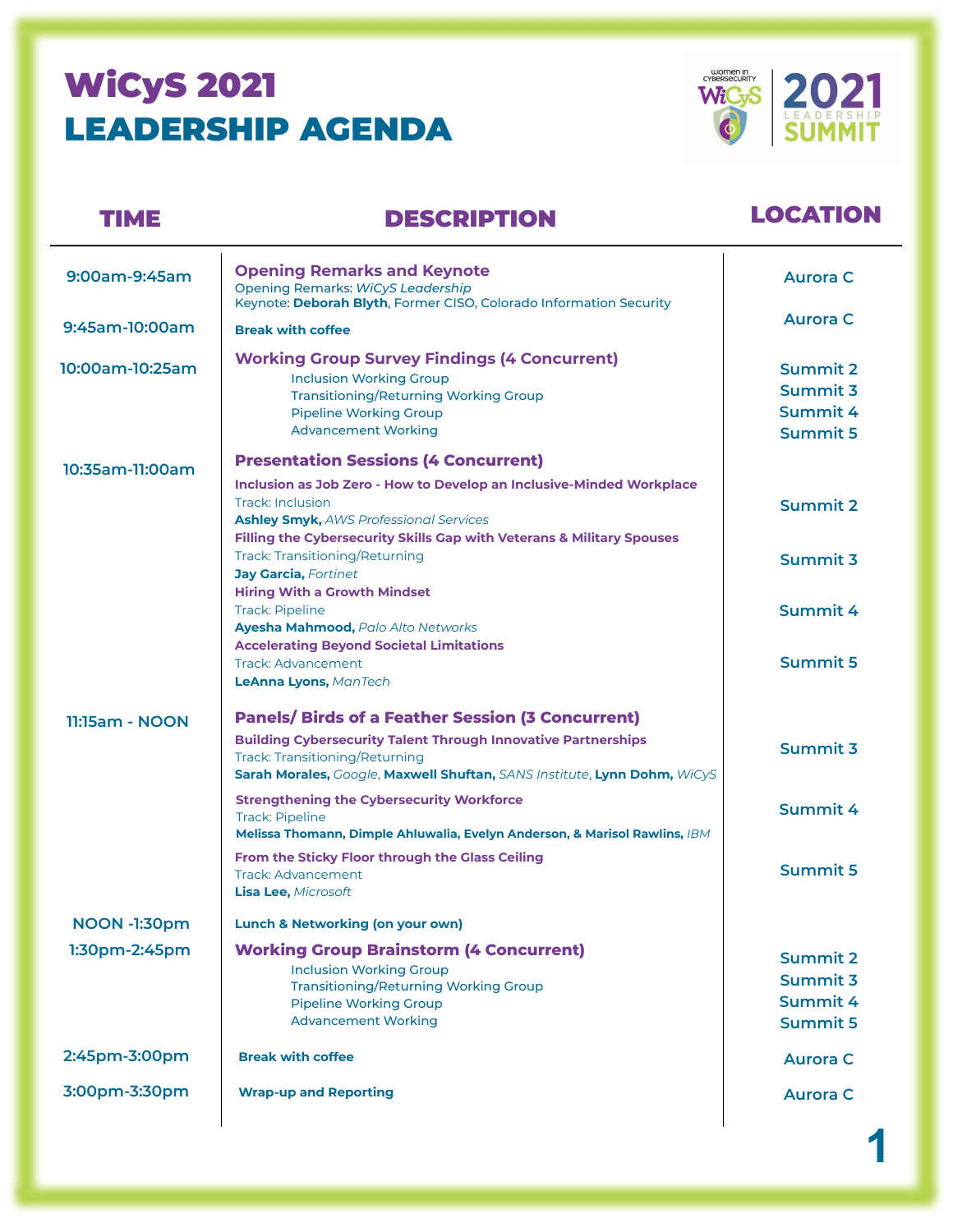# WiCyS 2021 LEADERSHIP AGENDA

| TIME | DESCRIPTION | LOCATION |
|---|---|---|
| 9:00am-9:45am | **Opening Remarks and Keynote**<br>Opening Remarks: *WiCyS Leadership*<br>Keynote: **Deborah Blyth**, Former CISO, Colorado Information Security | Aurora C |
| 9:45am-10:00am | **Break with coffee** | Aurora C |
| 10:00am-10:25am | **Working Group Survey Findings (4 Concurrent)** | |
| | Inclusion Working Group | Summit 2 |
| | Transitioning/Returning Working Group | Summit 3 |
| | Pipeline Working Group | Summit 4 |
| | Advancement Working | Summit 5 |
| 10:35am-11:00am | **Presentation Sessions (4 Concurrent)** | |
| | **Inclusion as Job Zero - How to Develop an Inclusive-Minded Workplace**<br>Track: Inclusion<br>**Ashley Smyk,** *AWS Professional Services* | Summit 2 |
| | **Filling the Cybersecurity Skills Gap with Veterans & Military Spouses**<br>Track: Transitioning/Returning<br>**Jay Garcia,** *Fortinet* | Summit 3 |
| | **Hiring With a Growth Mindset**<br>Track: Pipeline<br>**Ayesha Mahmood,** *Palo Alto Networks* | Summit 4 |
| | **Accelerating Beyond Societal Limitations**<br>Track: Advancement<br>**LeAnna Lyons,** *ManTech* | Summit 5 |
| 11:15am - NOON | **Panels/ Birds of a Feather Session (3 Concurrent)** | |
| | **Building Cybersecurity Talent Through Innovative Partnerships**<br>Track: Transitioning/Returning<br>**Sarah Morales,** *Google*, **Maxwell Shuftan,** *SANS Institute*, **Lynn Dohm,** *WiCyS* | Summit 3 |
| | **Strengthening the Cybersecurity Workforce**<br>Track: Pipeline<br>**Melissa Thomann, Dimple Ahluwalia, Evelyn Anderson, & Marisol Rawlins,** *IBM* | Summit 4 |
| | **From the Sticky Floor through the Glass Ceiling**<br>Track: Advancement<br>**Lisa Lee,** *Microsoft* | Summit 5 |
| NOON -1:30pm | **Lunch & Networking (on your own)** | |
| 1:30pm-2:45pm | **Working Group Brainstorm (4 Concurrent)** | |
| | Inclusion Working Group | Summit 2 |
| | Transitioning/Returning Working Group | Summit 3 |
| | Pipeline Working Group | Summit 4 |
| | Advancement Working | Summit 5 |
| 2:45pm-3:00pm | **Break with coffee** | Aurora C |
| 3:00pm-3:30pm | **Wrap-up and Reporting** | Aurora C |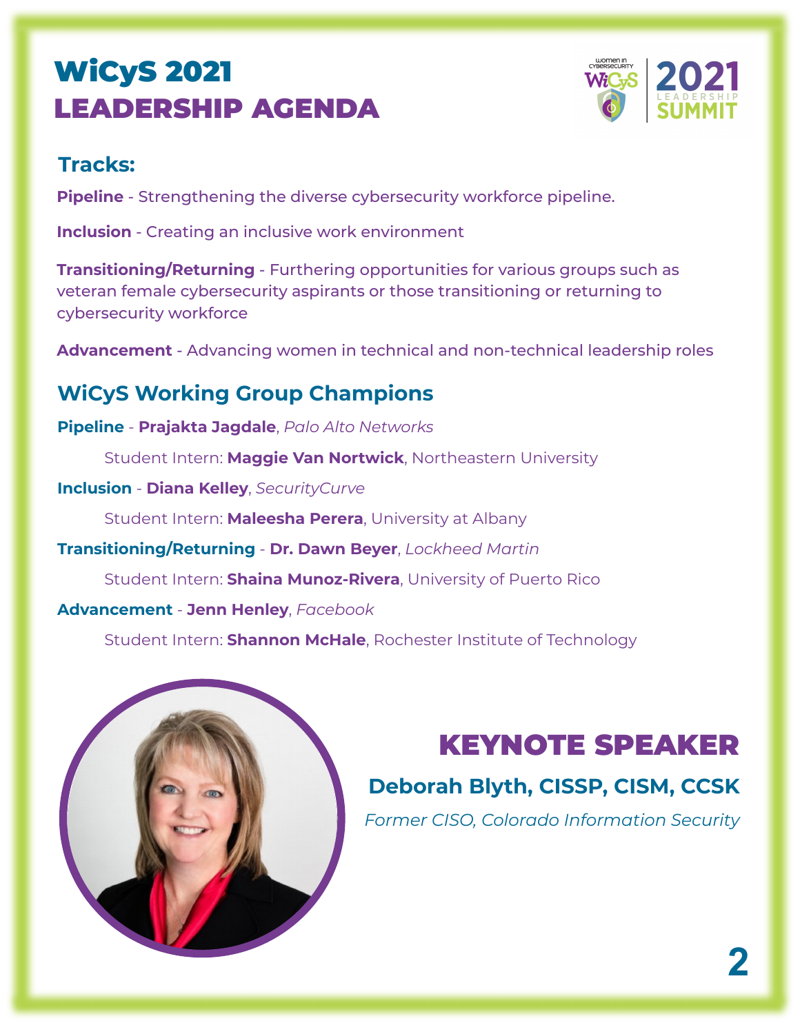# WiCyS 2021 LEADERSHIP AGENDA

## Tracks:

**Pipeline** - Strengthening the diverse cybersecurity workforce pipeline.

**Inclusion** - Creating an inclusive work environment

**Transitioning/Returning** - Furthering opportunities for various groups such as veteran female cybersecurity aspirants or those transitioning or returning to cybersecurity workforce

**Advancement** - Advancing women in technical and non-technical leadership roles

## WiCyS Working Group Champions

**Pipeline** - **Prajakta Jagdale**, *Palo Alto Networks*

Student Intern: **Maggie Van Nortwick**, Northeastern University

**Inclusion** - **Diana Kelley**, *SecurityCurve*

Student Intern: **Maleesha Perera**, University at Albany

**Transitioning/Returning** - **Dr. Dawn Beyer**, *Lockheed Martin*

Student Intern: **Shaina Munoz-Rivera**, University of Puerto Rico

**Advancement** - **Jenn Henley**, *Facebook*

Student Intern: **Shannon McHale**, Rochester Institute of Technology

## KEYNOTE SPEAKER

**Deborah Blyth, CISSP, CISM, CCSK**

*Former CISO, Colorado Information Security*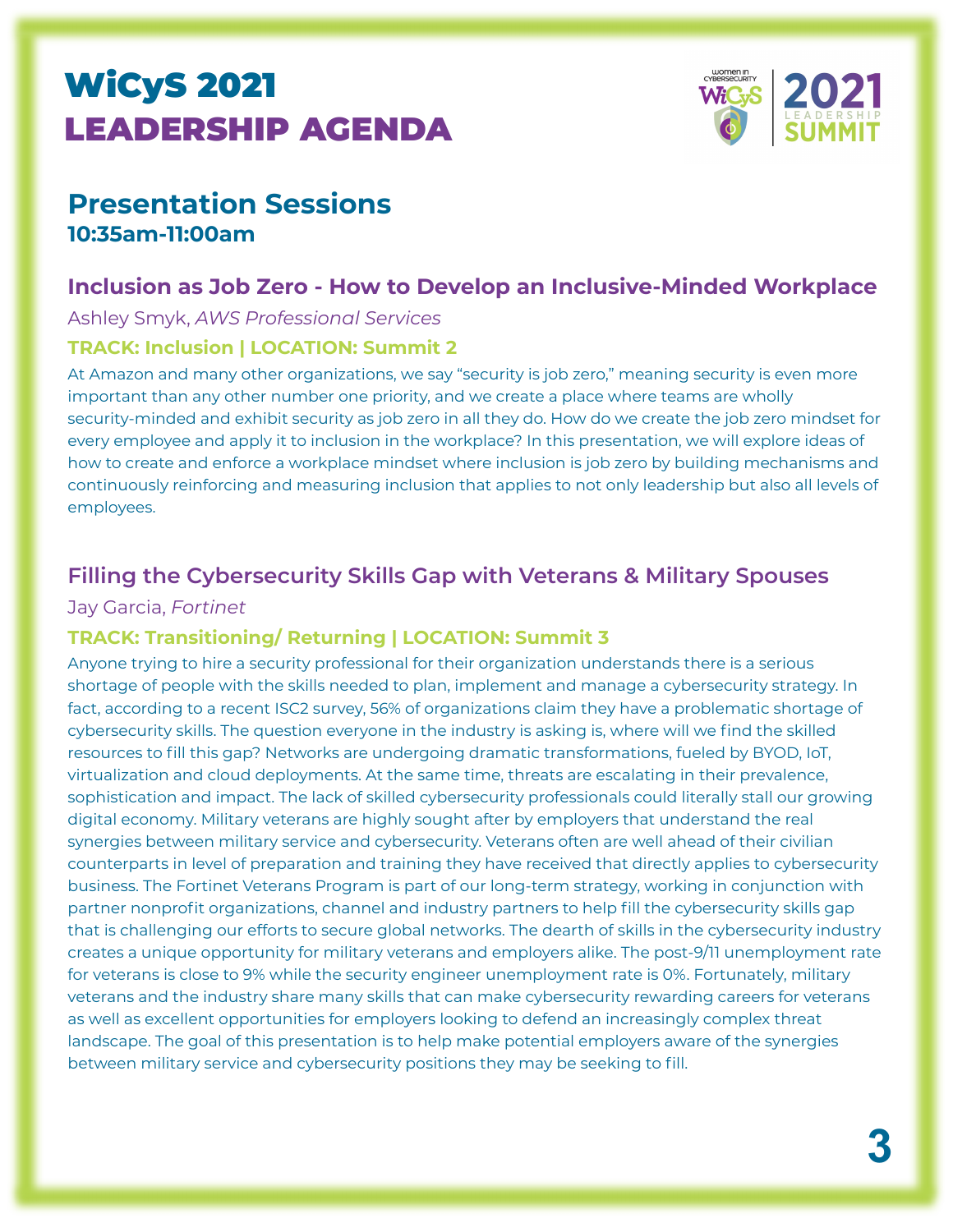# WiCyS 2021
# LEADERSHIP AGENDA

## Presentation Sessions
**10:35am-11:00am**

### Inclusion as Job Zero - How to Develop an Inclusive-Minded Workplace

Ashley Smyk, *AWS Professional Services*

**TRACK: Inclusion | LOCATION: Summit 2**

At Amazon and many other organizations, we say "security is job zero," meaning security is even more important than any other number one priority, and we create a place where teams are wholly security-minded and exhibit security as job zero in all they do. How do we create the job zero mindset for every employee and apply it to inclusion in the workplace? In this presentation, we will explore ideas of how to create and enforce a workplace mindset where inclusion is job zero by building mechanisms and continuously reinforcing and measuring inclusion that applies to not only leadership but also all levels of employees.

### Filling the Cybersecurity Skills Gap with Veterans & Military Spouses

Jay Garcia, *Fortinet*

**TRACK: Transitioning/ Returning | LOCATION: Summit 3**

Anyone trying to hire a security professional for their organization understands there is a serious shortage of people with the skills needed to plan, implement and manage a cybersecurity strategy. In fact, according to a recent ISC2 survey, 56% of organizations claim they have a problematic shortage of cybersecurity skills. The question everyone in the industry is asking is, where will we find the skilled resources to fill this gap? Networks are undergoing dramatic transformations, fueled by BYOD, IoT, virtualization and cloud deployments. At the same time, threats are escalating in their prevalence, sophistication and impact. The lack of skilled cybersecurity professionals could literally stall our growing digital economy. Military veterans are highly sought after by employers that understand the real synergies between military service and cybersecurity. Veterans often are well ahead of their civilian counterparts in level of preparation and training they have received that directly applies to cybersecurity business. The Fortinet Veterans Program is part of our long-term strategy, working in conjunction with partner nonprofit organizations, channel and industry partners to help fill the cybersecurity skills gap that is challenging our efforts to secure global networks. The dearth of skills in the cybersecurity industry creates a unique opportunity for military veterans and employers alike. The post-9/11 unemployment rate for veterans is close to 9% while the security engineer unemployment rate is 0%. Fortunately, military veterans and the industry share many skills that can make cybersecurity rewarding careers for veterans as well as excellent opportunities for employers looking to defend an increasingly complex threat landscape. The goal of this presentation is to help make potential employers aware of the synergies between military service and cybersecurity positions they may be seeking to fill.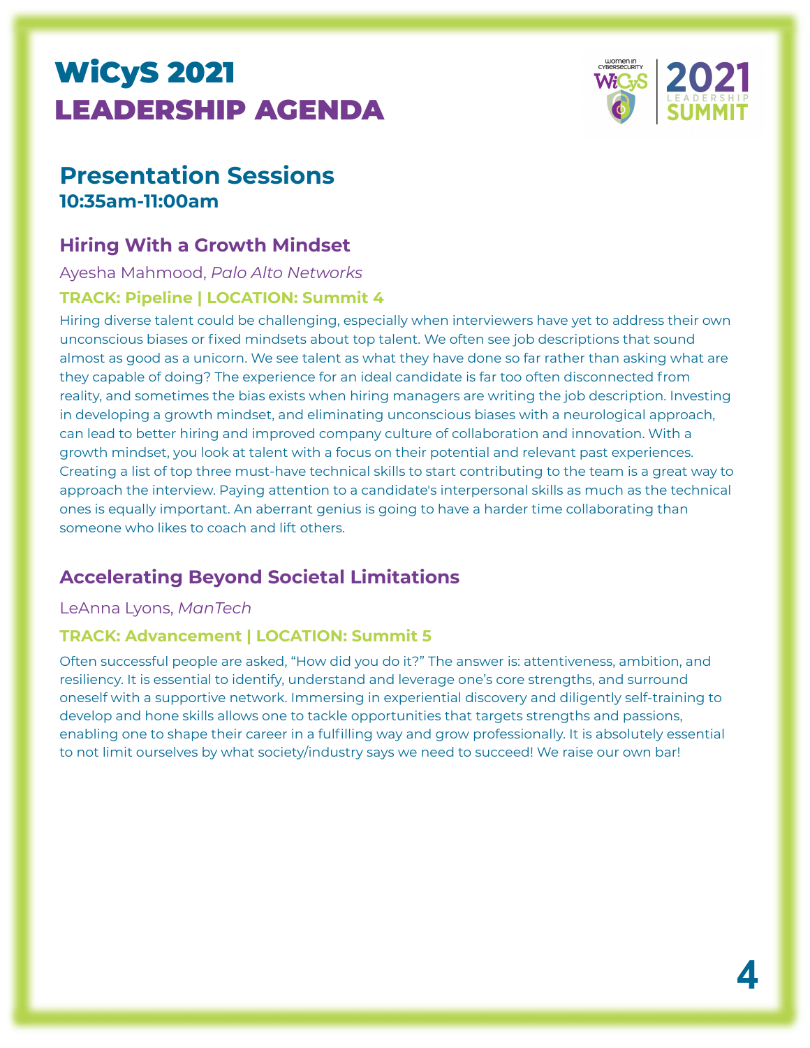# WiCyS 2021 LEADERSHIP AGENDA

## Presentation Sessions

**10:35am-11:00am**

### Hiring With a Growth Mindset

Ayesha Mahmood, *Palo Alto Networks*

**TRACK: Pipeline | LOCATION: Summit 4**

Hiring diverse talent could be challenging, especially when interviewers have yet to address their own unconscious biases or fixed mindsets about top talent. We often see job descriptions that sound almost as good as a unicorn. We see talent as what they have done so far rather than asking what are they capable of doing? The experience for an ideal candidate is far too often disconnected from reality, and sometimes the bias exists when hiring managers are writing the job description. Investing in developing a growth mindset, and eliminating unconscious biases with a neurological approach, can lead to better hiring and improved company culture of collaboration and innovation. With a growth mindset, you look at talent with a focus on their potential and relevant past experiences. Creating a list of top three must-have technical skills to start contributing to the team is a great way to approach the interview. Paying attention to a candidate's interpersonal skills as much as the technical ones is equally important. An aberrant genius is going to have a harder time collaborating than someone who likes to coach and lift others.

### Accelerating Beyond Societal Limitations

LeAnna Lyons, *ManTech*

**TRACK: Advancement | LOCATION: Summit 5**

Often successful people are asked, “How did you do it?” The answer is: attentiveness, ambition, and resiliency. It is essential to identify, understand and leverage one’s core strengths, and surround oneself with a supportive network. Immersing in experiential discovery and diligently self-training to develop and hone skills allows one to tackle opportunities that targets strengths and passions, enabling one to shape their career in a fulfilling way and grow professionally. It is absolutely essential to not limit ourselves by what society/industry says we need to succeed! We raise our own bar!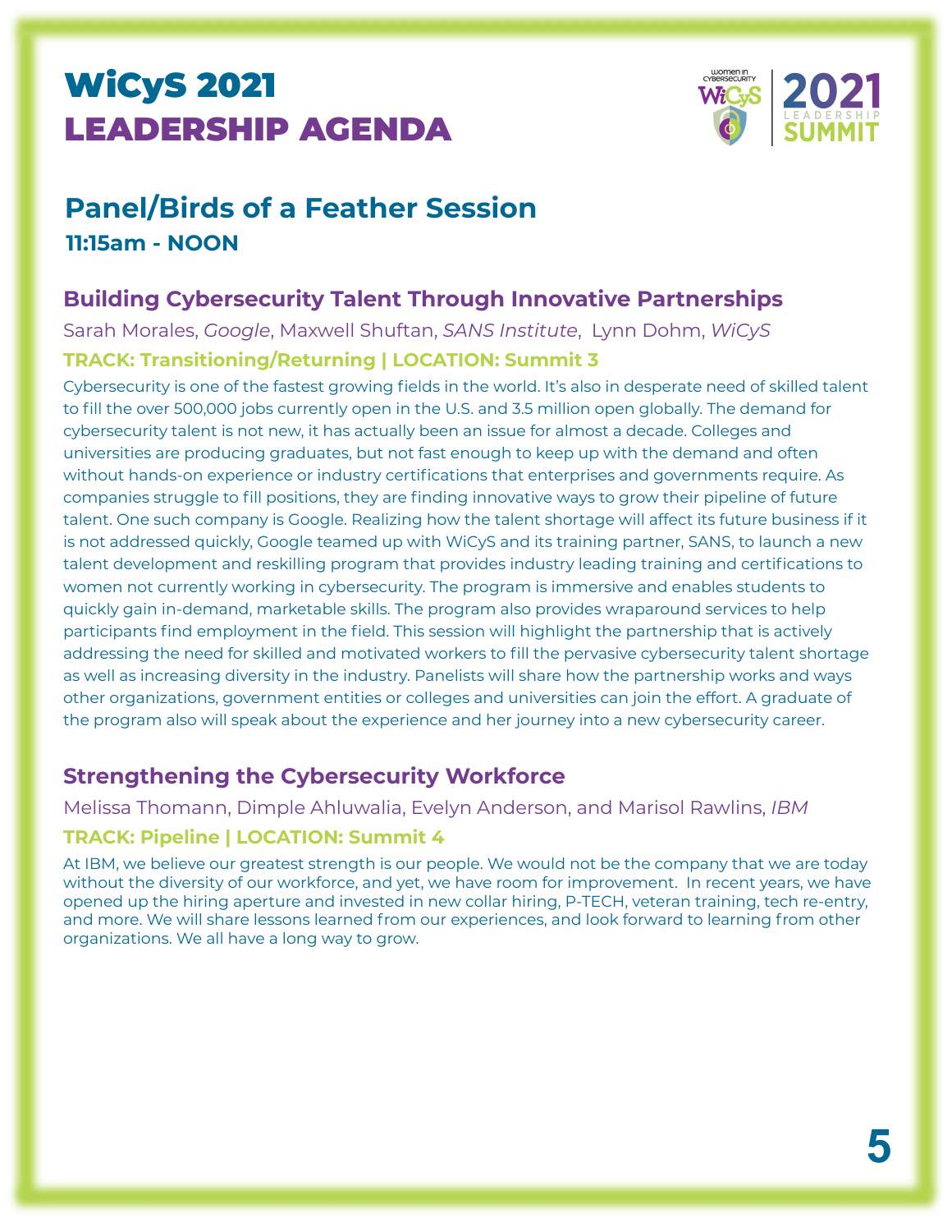# WiCyS 2021
# LEADERSHIP AGENDA

## Panel/Birds of a Feather Session

**11:15am - NOON**

### Building Cybersecurity Talent Through Innovative Partnerships

Sarah Morales, *Google*, Maxwell Shuftan, *SANS Institute*, Lynn Dohm, *WiCyS*

**TRACK: Transitioning/Returning | LOCATION: Summit 3**

Cybersecurity is one of the fastest growing fields in the world. It's also in desperate need of skilled talent to fill the over 500,000 jobs currently open in the U.S. and 3.5 million open globally. The demand for cybersecurity talent is not new, it has actually been an issue for almost a decade. Colleges and universities are producing graduates, but not fast enough to keep up with the demand and often without hands-on experience or industry certifications that enterprises and governments require. As companies struggle to fill positions, they are finding innovative ways to grow their pipeline of future talent. One such company is Google. Realizing how the talent shortage will affect its future business if it is not addressed quickly, Google teamed up with WiCyS and its training partner, SANS, to launch a new talent development and reskilling program that provides industry leading training and certifications to women not currently working in cybersecurity. The program is immersive and enables students to quickly gain in-demand, marketable skills. The program also provides wraparound services to help participants find employment in the field. This session will highlight the partnership that is actively addressing the need for skilled and motivated workers to fill the pervasive cybersecurity talent shortage as well as increasing diversity in the industry. Panelists will share how the partnership works and ways other organizations, government entities or colleges and universities can join the effort. A graduate of the program also will speak about the experience and her journey into a new cybersecurity career.

### Strengthening the Cybersecurity Workforce

Melissa Thomann, Dimple Ahluwalia, Evelyn Anderson, and Marisol Rawlins, *IBM*

**TRACK: Pipeline | LOCATION: Summit 4**

At IBM, we believe our greatest strength is our people. We would not be the company that we are today without the diversity of our workforce, and yet, we have room for improvement. In recent years, we have opened up the hiring aperture and invested in new collar hiring, P-TECH, veteran training, tech re-entry, and more. We will share lessons learned from our experiences, and look forward to learning from other organizations. We all have a long way to grow.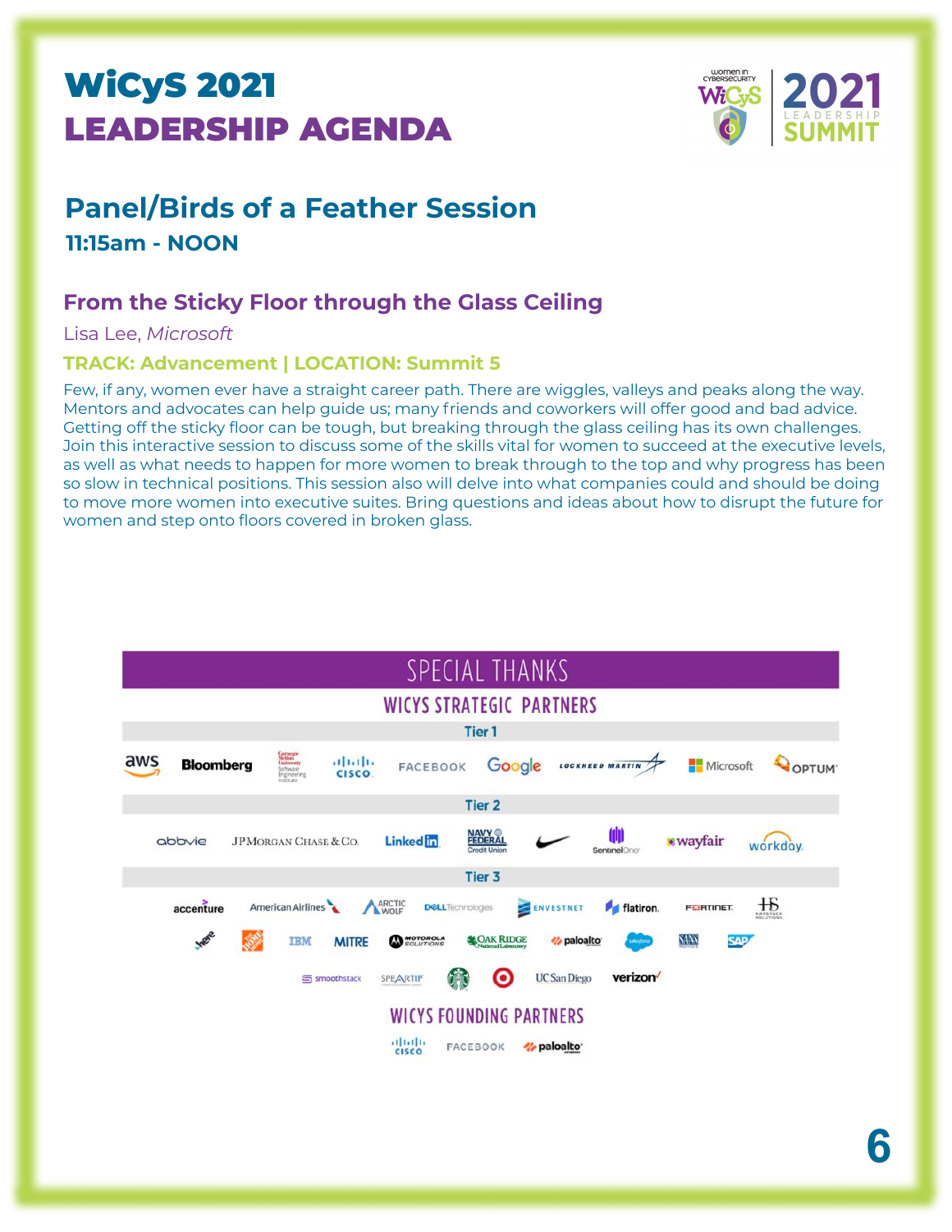# WiCyS 2021 LEADERSHIP AGENDA

## Panel/Birds of a Feather Session

**11:15am - NOON**

### From the Sticky Floor through the Glass Ceiling

Lisa Lee, *Microsoft*

**TRACK: Advancement | LOCATION: Summit 5**

Few, if any, women ever have a straight career path. There are wiggles, valleys and peaks along the way. Mentors and advocates can help guide us; many friends and coworkers will offer good and bad advice. Getting off the sticky floor can be tough, but breaking through the glass ceiling has its own challenges. Join this interactive session to discuss some of the skills vital for women to succeed at the executive levels, as well as what needs to happen for more women to break through to the top and why progress has been so slow in technical positions. This session also will delve into what companies could and should be doing to move more women into executive suites. Bring questions and ideas about how to disrupt the future for women and step onto floors covered in broken glass.

## SPECIAL THANKS

### WICYS STRATEGIC PARTNERS

**Tier 1**

AWS, Bloomberg, Carnegie Mellon University Software Engineering Institute, Cisco, Facebook, Google, Lockheed Martin, Microsoft, Optum

**Tier 2**

AbbVie, JPMorgan Chase & Co., LinkedIn, Navy Federal Credit Union, Nike, SentinelOne, Wayfair, Workday

**Tier 3**

Accenture, American Airlines, Arctic Wolf, Dell Technologies, Envestnet, Flatiron, Fortinet, Haystack Solutions, HERE, The Home Depot, IBM, MITRE, Motorola Solutions, Oak Ridge National Laboratory, Palo Alto Networks, Salesforce, SANS Institute, SAP, Smoothstack, Speartip, Starbucks, Target, UC San Diego, Verizon

### WICYS FOUNDING PARTNERS

Cisco, Facebook, Palo Alto Networks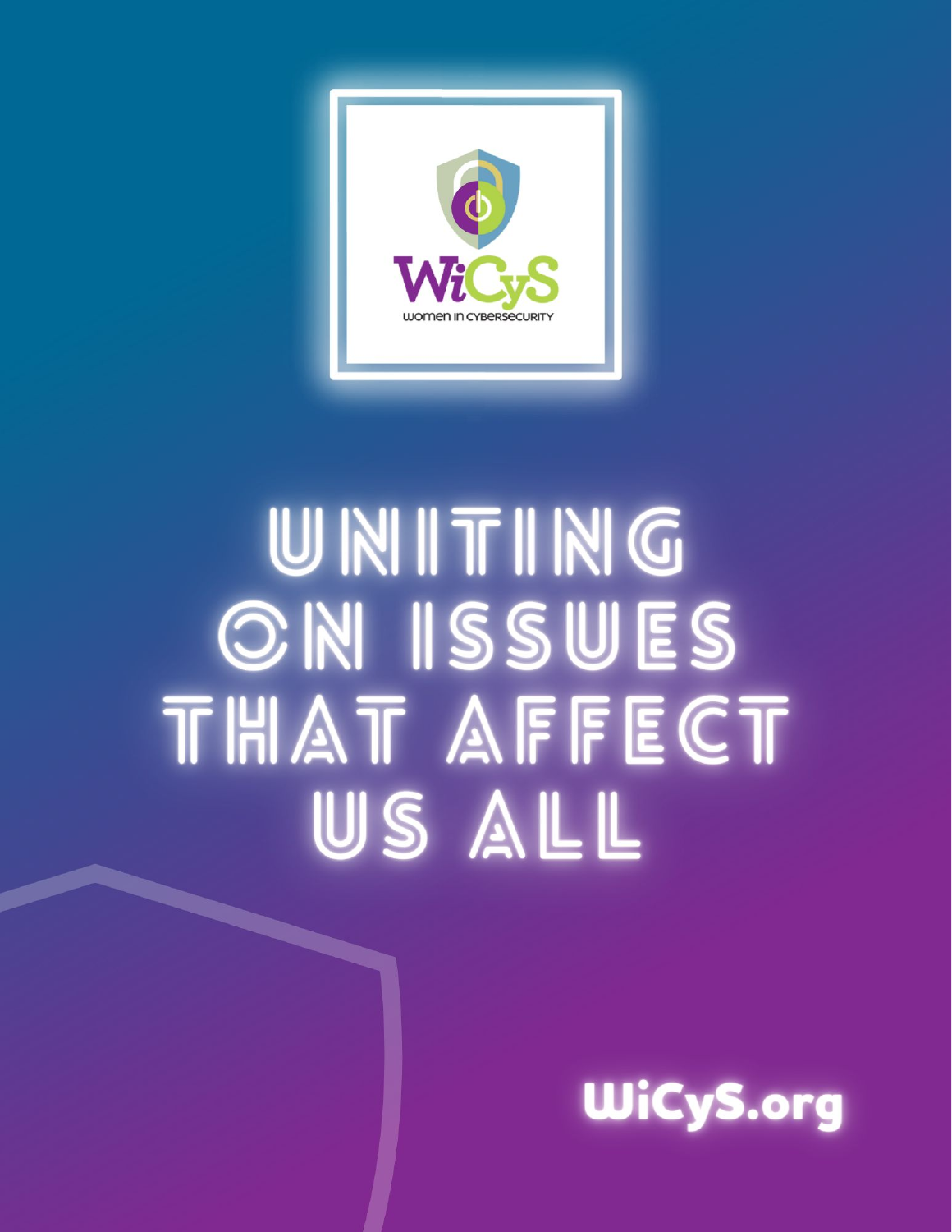WiCyS

women in CYBERSECURITY

# UNITING ON ISSUES THAT AFFECT US ALL

WiCyS.org